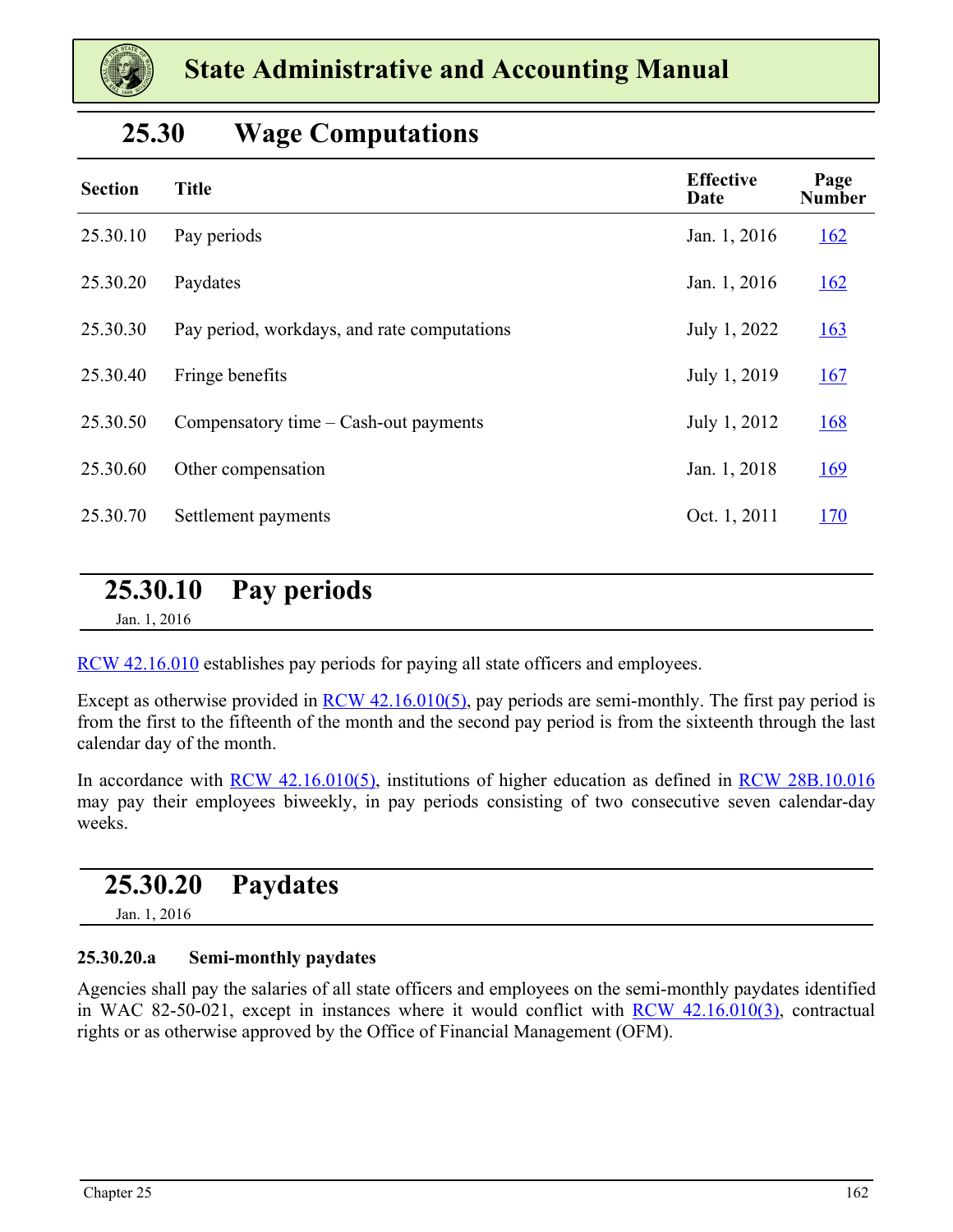# State Administrative and Accounting Manual

## 25.30 Wage Computations

| Section | Title | Effective Date | Page Number |
|---|---|---|---|
| 25.30.10 | Pay periods | Jan. 1, 2016 | 162 |
| 25.30.20 | Paydates | Jan. 1, 2016 | 162 |
| 25.30.30 | Pay period, workdays, and rate computations | July 1, 2022 | 163 |
| 25.30.40 | Fringe benefits | July 1, 2019 | 167 |
| 25.30.50 | Compensatory time – Cash-out payments | July 1, 2012 | 168 |
| 25.30.60 | Other compensation | Jan. 1, 2018 | 169 |
| 25.30.70 | Settlement payments | Oct. 1, 2011 | 170 |

## 25.30.10 Pay periods

Jan. 1, 2016

RCW 42.16.010 establishes pay periods for paying all state officers and employees.

Except as otherwise provided in RCW 42.16.010(5), pay periods are semi-monthly. The first pay period is from the first to the fifteenth of the month and the second pay period is from the sixteenth through the last calendar day of the month.

In accordance with RCW 42.16.010(5), institutions of higher education as defined in RCW 28B.10.016 may pay their employees biweekly, in pay periods consisting of two consecutive seven calendar-day weeks.

## 25.30.20 Paydates

Jan. 1, 2016

### 25.30.20.a Semi-monthly paydates

Agencies shall pay the salaries of all state officers and employees on the semi-monthly paydates identified in WAC 82-50-021, except in instances where it would conflict with RCW 42.16.010(3), contractual rights or as otherwise approved by the Office of Financial Management (OFM).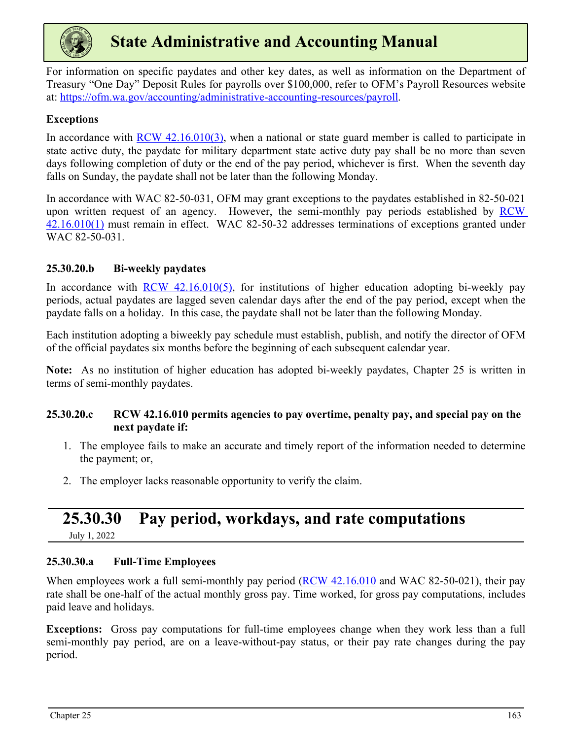For information on specific paydates and other key dates, as well as information on the Department of Treasury "One Day" Deposit Rules for payrolls over $100,000, refer to OFM's Payroll Resources website at: [https://ofm.wa.gov/accounting/administrative-accounting-resources/payroll](https://ofm.wa.gov/accounting/administrative-accounting-resources/payroll).

**Exceptions**

In accordance with [RCW 42.16.010(3)](#), when a national or state guard member is called to participate in state active duty, the paydate for military department state active duty pay shall be no more than seven days following completion of duty or the end of the pay period, whichever is first. When the seventh day falls on Sunday, the paydate shall not be later than the following Monday.

In accordance with WAC 82-50-031, OFM may grant exceptions to the paydates established in 82-50-021 upon written request of an agency. However, the semi-monthly pay periods established by [RCW 42.16.010(1)](#) must remain in effect. WAC 82-50-32 addresses terminations of exceptions granted under WAC 82-50-031.

### 25.30.20.b Bi-weekly paydates

In accordance with [RCW 42.16.010(5)](#), for institutions of higher education adopting bi-weekly pay periods, actual paydates are lagged seven calendar days after the end of the pay period, except when the paydate falls on a holiday. In this case, the paydate shall not be later than the following Monday.

Each institution adopting a biweekly pay schedule must establish, publish, and notify the director of OFM of the official paydates six months before the beginning of each subsequent calendar year.

**Note:** As no institution of higher education has adopted bi-weekly paydates, Chapter 25 is written in terms of semi-monthly paydates.

### 25.30.20.c RCW 42.16.010 permits agencies to pay overtime, penalty pay, and special pay on the next paydate if:

1. The employee fails to make an accurate and timely report of the information needed to determine the payment; or,
2. The employer lacks reasonable opportunity to verify the claim.

## 25.30.30 Pay period, workdays, and rate computations

July 1, 2022

### 25.30.30.a Full-Time Employees

When employees work a full semi-monthly pay period ([RCW 42.16.010](#) and WAC 82-50-021), their pay rate shall be one-half of the actual monthly gross pay. Time worked, for gross pay computations, includes paid leave and holidays.

**Exceptions:** Gross pay computations for full-time employees change when they work less than a full semi-monthly pay period, are on a leave-without-pay status, or their pay rate changes during the pay period.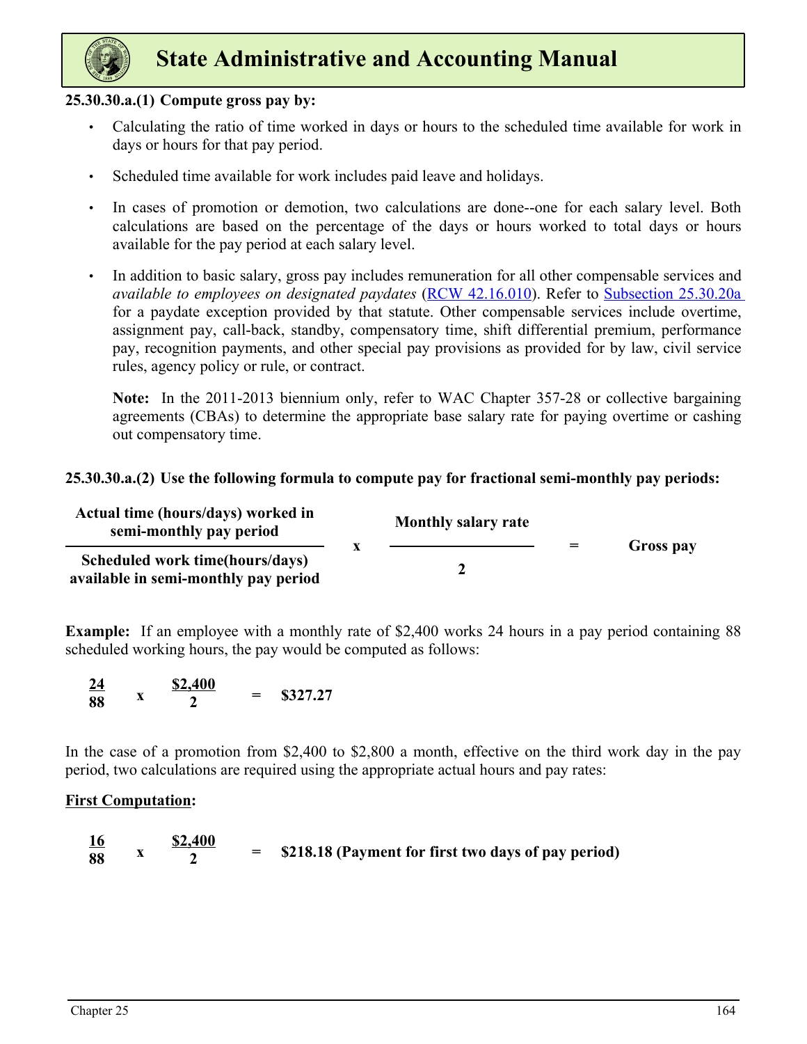**25.30.30.a.(1) Compute gross pay by:**

- Calculating the ratio of time worked in days or hours to the scheduled time available for work in days or hours for that pay period.
- Scheduled time available for work includes paid leave and holidays.
- In cases of promotion or demotion, two calculations are done--one for each salary level. Both calculations are based on the percentage of the days or hours worked to total days or hours available for the pay period at each salary level.
- In addition to basic salary, gross pay includes remuneration for all other compensable services and *available to employees on designated paydates* (RCW 42.16.010). Refer to Subsection 25.30.20a for a paydate exception provided by that statute. Other compensable services include overtime, assignment pay, call-back, standby, compensatory time, shift differential premium, performance pay, recognition payments, and other special pay provisions as provided for by law, civil service rules, agency policy or rule, or contract.

  **Note:** In the 2011-2013 biennium only, refer to WAC Chapter 357-28 or collective bargaining agreements (CBAs) to determine the appropriate base salary rate for paying overtime or cashing out compensatory time.

**25.30.30.a.(2) Use the following formula to compute pay for fractional semi-monthly pay periods:**

$$\frac{\textbf{Actual time (hours/days) worked in semi-monthly pay period}}{\textbf{Scheduled work time(hours/days) available in semi-monthly pay period}} \times \frac{\textbf{Monthly salary rate}}{\textbf{2}} = \textbf{Gross pay}$$

**Example:** If an employee with a monthly rate of $2,400 works 24 hours in a pay period containing 88 scheduled working hours, the pay would be computed as follows:

$$\frac{24}{88} \times \frac{\$2{,}400}{2} = \$327.27$$

In the case of a promotion from $2,400 to $2,800 a month, effective on the third work day in the pay period, two calculations are required using the appropriate actual hours and pay rates:

**First Computation:**

$$\frac{16}{88} \times \frac{\$2{,}400}{2} = \$218.18 \text{ (Payment for first two days of pay period)}$$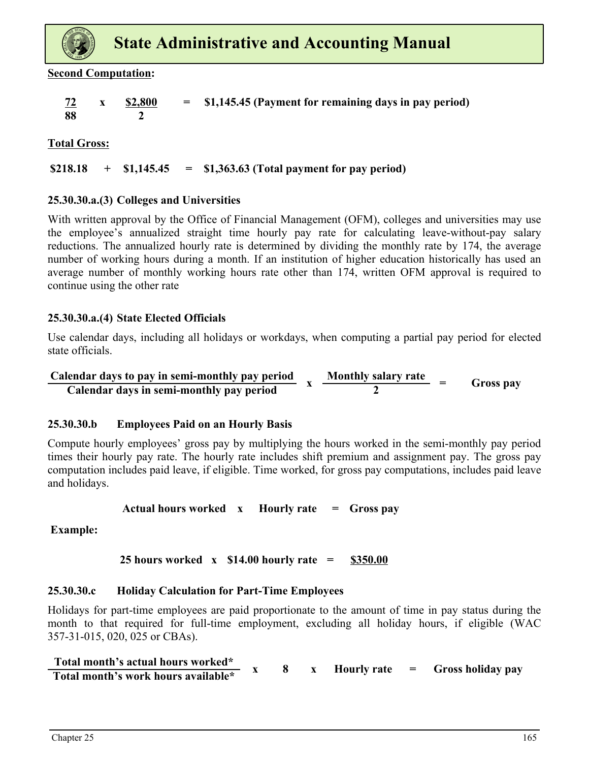**Second Computation:**

$$\frac{72}{88} \times \frac{\$2,800}{2} = \$1,145.45 \text{ (Payment for remaining days in pay period)}$$

**Total Gross:**

**$218.18 + $1,145.45 = $1,363.63 (Total payment for pay period)**

### 25.30.30.a.(3) Colleges and Universities

With written approval by the Office of Financial Management (OFM), colleges and universities may use the employee's annualized straight time hourly pay rate for calculating leave-without-pay salary reductions. The annualized hourly rate is determined by dividing the monthly rate by 174, the average number of working hours during a month. If an institution of higher education historically has used an average number of monthly working hours rate other than 174, written OFM approval is required to continue using the other rate

### 25.30.30.a.(4) State Elected Officials

Use calendar days, including all holidays or workdays, when computing a partial pay period for elected state officials.

$$\frac{\text{Calendar days to pay in semi-monthly pay period}}{\text{Calendar days in semi-monthly pay period}} \times \frac{\text{Monthly salary rate}}{2} = \text{Gross pay}$$

### 25.30.30.b Employees Paid on an Hourly Basis

Compute hourly employees' gross pay by multiplying the hours worked in the semi-monthly pay period times their hourly pay rate. The hourly rate includes shift premium and assignment pay. The gross pay computation includes paid leave, if eligible. Time worked, for gross pay computations, includes paid leave and holidays.

**Actual hours worked x Hourly rate = Gross pay**

**Example:**

**25 hours worked x $14.00 hourly rate = $350.00**

### 25.30.30.c Holiday Calculation for Part-Time Employees

Holidays for part-time employees are paid proportionate to the amount of time in pay status during the month to that required for full-time employment, excluding all holiday hours, if eligible (WAC 357-31-015, 020, 025 or CBAs).

$$\frac{\text{Total month's actual hours worked*}}{\text{Total month's work hours available*}} \times 8 \times \text{Hourly rate} = \text{Gross holiday pay}$$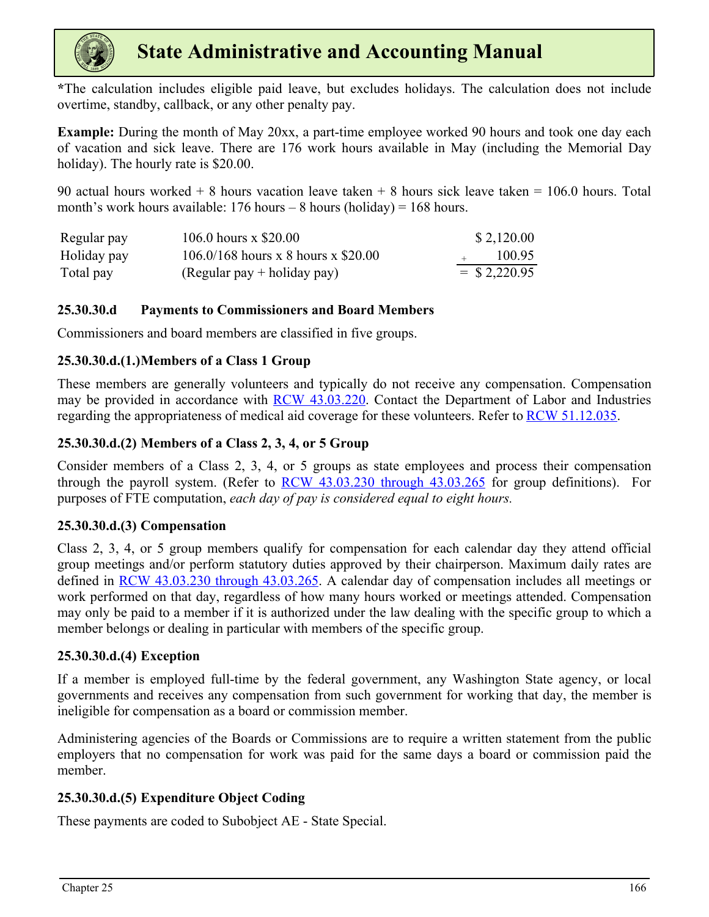*The calculation includes eligible paid leave, but excludes holidays. The calculation does not include overtime, standby, callback, or any other penalty pay.

**Example:** During the month of May 20xx, a part-time employee worked 90 hours and took one day each of vacation and sick leave. There are 176 work hours available in May (including the Memorial Day holiday). The hourly rate is $20.00.

90 actual hours worked + 8 hours vacation leave taken + 8 hours sick leave taken = 106.0 hours. Total month's work hours available: 176 hours – 8 hours (holiday) = 168 hours.

| | | |
|---|---|---|
| Regular pay | 106.0 hours x $20.00 | $ 2,120.00 |
| Holiday pay | 106.0/168 hours x 8 hours x $20.00 | + 100.95 |
| Total pay | (Regular pay + holiday pay) | = $ 2,220.95 |

### 25.30.30.d Payments to Commissioners and Board Members

Commissioners and board members are classified in five groups.

#### 25.30.30.d.(1.) Members of a Class 1 Group

These members are generally volunteers and typically do not receive any compensation. Compensation may be provided in accordance with RCW 43.03.220. Contact the Department of Labor and Industries regarding the appropriateness of medical aid coverage for these volunteers. Refer to RCW 51.12.035.

#### 25.30.30.d.(2) Members of a Class 2, 3, 4, or 5 Group

Consider members of a Class 2, 3, 4, or 5 groups as state employees and process their compensation through the payroll system. (Refer to RCW 43.03.230 through 43.03.265 for group definitions). For purposes of FTE computation, *each day of pay is considered equal to eight hours.*

#### 25.30.30.d.(3) Compensation

Class 2, 3, 4, or 5 group members qualify for compensation for each calendar day they attend official group meetings and/or perform statutory duties approved by their chairperson. Maximum daily rates are defined in RCW 43.03.230 through 43.03.265. A calendar day of compensation includes all meetings or work performed on that day, regardless of how many hours worked or meetings attended. Compensation may only be paid to a member if it is authorized under the law dealing with the specific group to which a member belongs or dealing in particular with members of the specific group.

#### 25.30.30.d.(4) Exception

If a member is employed full-time by the federal government, any Washington State agency, or local governments and receives any compensation from such government for working that day, the member is ineligible for compensation as a board or commission member.

Administering agencies of the Boards or Commissions are to require a written statement from the public employers that no compensation for work was paid for the same days a board or commission paid the member.

#### 25.30.30.d.(5) Expenditure Object Coding

These payments are coded to Subobject AE - State Special.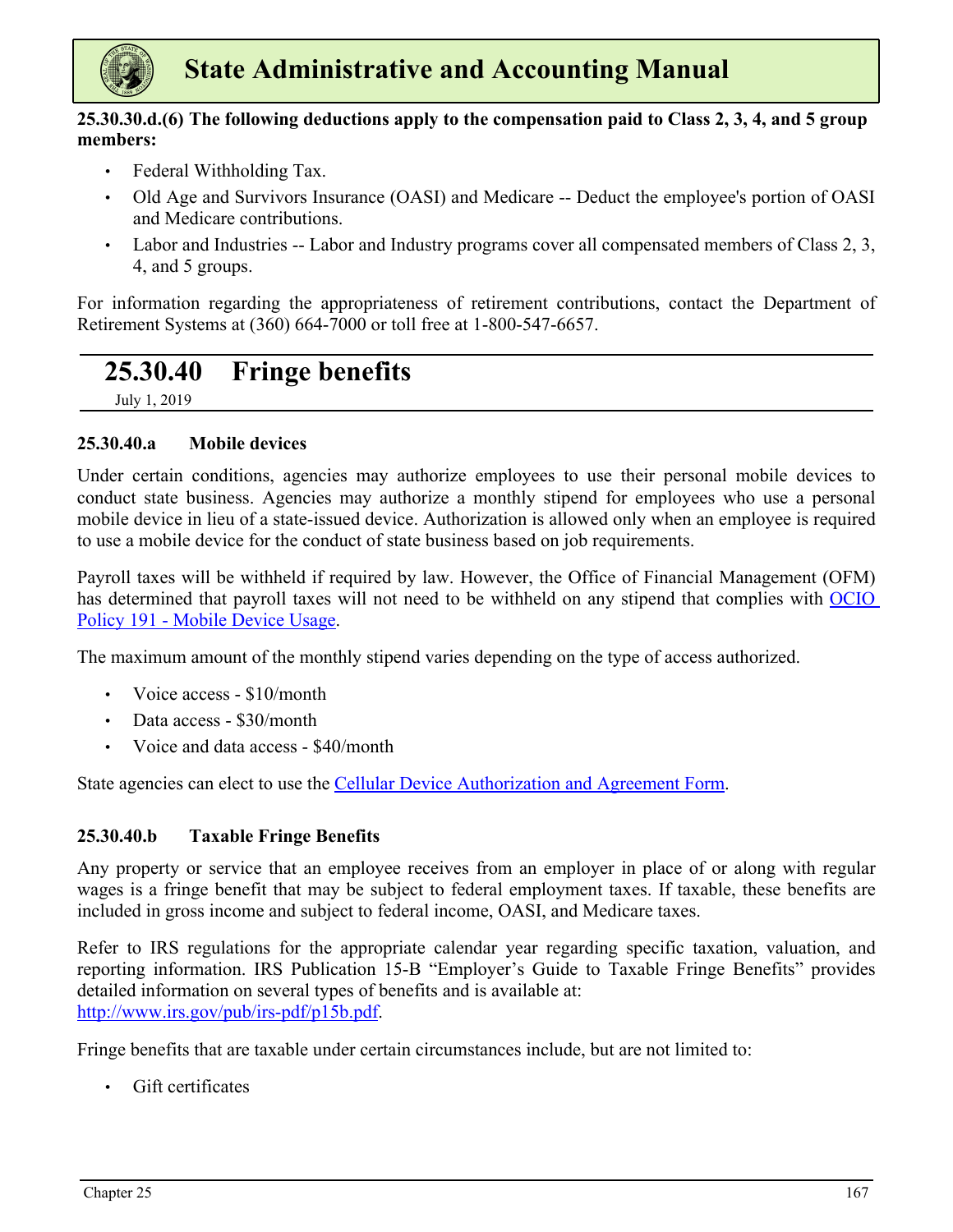**25.30.30.d.(6) The following deductions apply to the compensation paid to Class 2, 3, 4, and 5 group members:**

- Federal Withholding Tax.
- Old Age and Survivors Insurance (OASI) and Medicare -- Deduct the employee's portion of OASI and Medicare contributions.
- Labor and Industries -- Labor and Industry programs cover all compensated members of Class 2, 3, 4, and 5 groups.

For information regarding the appropriateness of retirement contributions, contact the Department of Retirement Systems at (360) 664-7000 or toll free at 1-800-547-6657.

## 25.30.40 Fringe benefits

July 1, 2019

### 25.30.40.a Mobile devices

Under certain conditions, agencies may authorize employees to use their personal mobile devices to conduct state business. Agencies may authorize a monthly stipend for employees who use a personal mobile device in lieu of a state-issued device. Authorization is allowed only when an employee is required to use a mobile device for the conduct of state business based on job requirements.

Payroll taxes will be withheld if required by law. However, the Office of Financial Management (OFM) has determined that payroll taxes will not need to be withheld on any stipend that complies with OCIO Policy 191 - Mobile Device Usage.

The maximum amount of the monthly stipend varies depending on the type of access authorized.

- Voice access - $10/month
- Data access - $30/month
- Voice and data access - $40/month

State agencies can elect to use the Cellular Device Authorization and Agreement Form.

### 25.30.40.b Taxable Fringe Benefits

Any property or service that an employee receives from an employer in place of or along with regular wages is a fringe benefit that may be subject to federal employment taxes. If taxable, these benefits are included in gross income and subject to federal income, OASI, and Medicare taxes.

Refer to IRS regulations for the appropriate calendar year regarding specific taxation, valuation, and reporting information. IRS Publication 15-B "Employer's Guide to Taxable Fringe Benefits" provides detailed information on several types of benefits and is available at:
http://www.irs.gov/pub/irs-pdf/p15b.pdf.

Fringe benefits that are taxable under certain circumstances include, but are not limited to:

- Gift certificates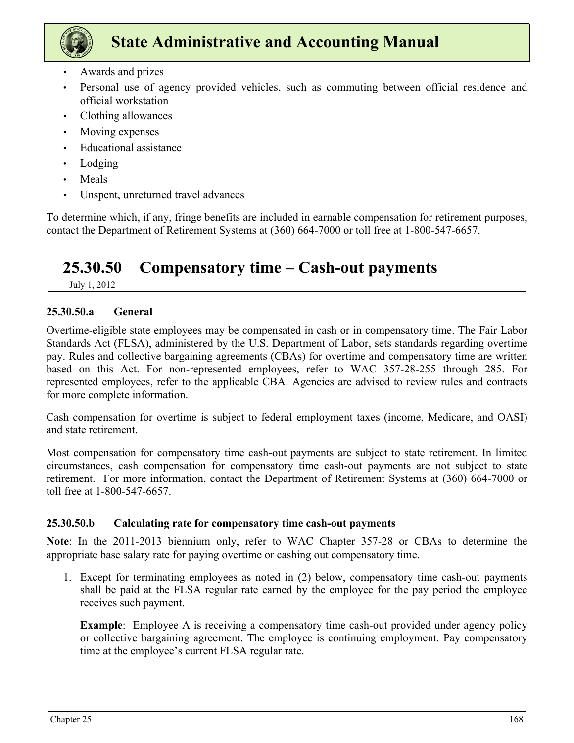- Awards and prizes
- Personal use of agency provided vehicles, such as commuting between official residence and official workstation
- Clothing allowances
- Moving expenses
- Educational assistance
- Lodging
- Meals
- Unspent, unreturned travel advances

To determine which, if any, fringe benefits are included in earnable compensation for retirement purposes, contact the Department of Retirement Systems at (360) 664-7000 or toll free at 1-800-547-6657.

## 25.30.50 Compensatory time – Cash-out payments

July 1, 2012

### 25.30.50.a General

Overtime-eligible state employees may be compensated in cash or in compensatory time. The Fair Labor Standards Act (FLSA), administered by the U.S. Department of Labor, sets standards regarding overtime pay. Rules and collective bargaining agreements (CBAs) for overtime and compensatory time are written based on this Act. For non-represented employees, refer to WAC 357-28-255 through 285. For represented employees, refer to the applicable CBA. Agencies are advised to review rules and contracts for more complete information.

Cash compensation for overtime is subject to federal employment taxes (income, Medicare, and OASI) and state retirement.

Most compensation for compensatory time cash-out payments are subject to state retirement. In limited circumstances, cash compensation for compensatory time cash-out payments are not subject to state retirement. For more information, contact the Department of Retirement Systems at (360) 664-7000 or toll free at 1-800-547-6657.

### 25.30.50.b Calculating rate for compensatory time cash-out payments

**Note**: In the 2011-2013 biennium only, refer to WAC Chapter 357-28 or CBAs to determine the appropriate base salary rate for paying overtime or cashing out compensatory time.

1. Except for terminating employees as noted in (2) below, compensatory time cash-out payments shall be paid at the FLSA regular rate earned by the employee for the pay period the employee receives such payment.

   **Example**: Employee A is receiving a compensatory time cash-out provided under agency policy or collective bargaining agreement. The employee is continuing employment. Pay compensatory time at the employee's current FLSA regular rate.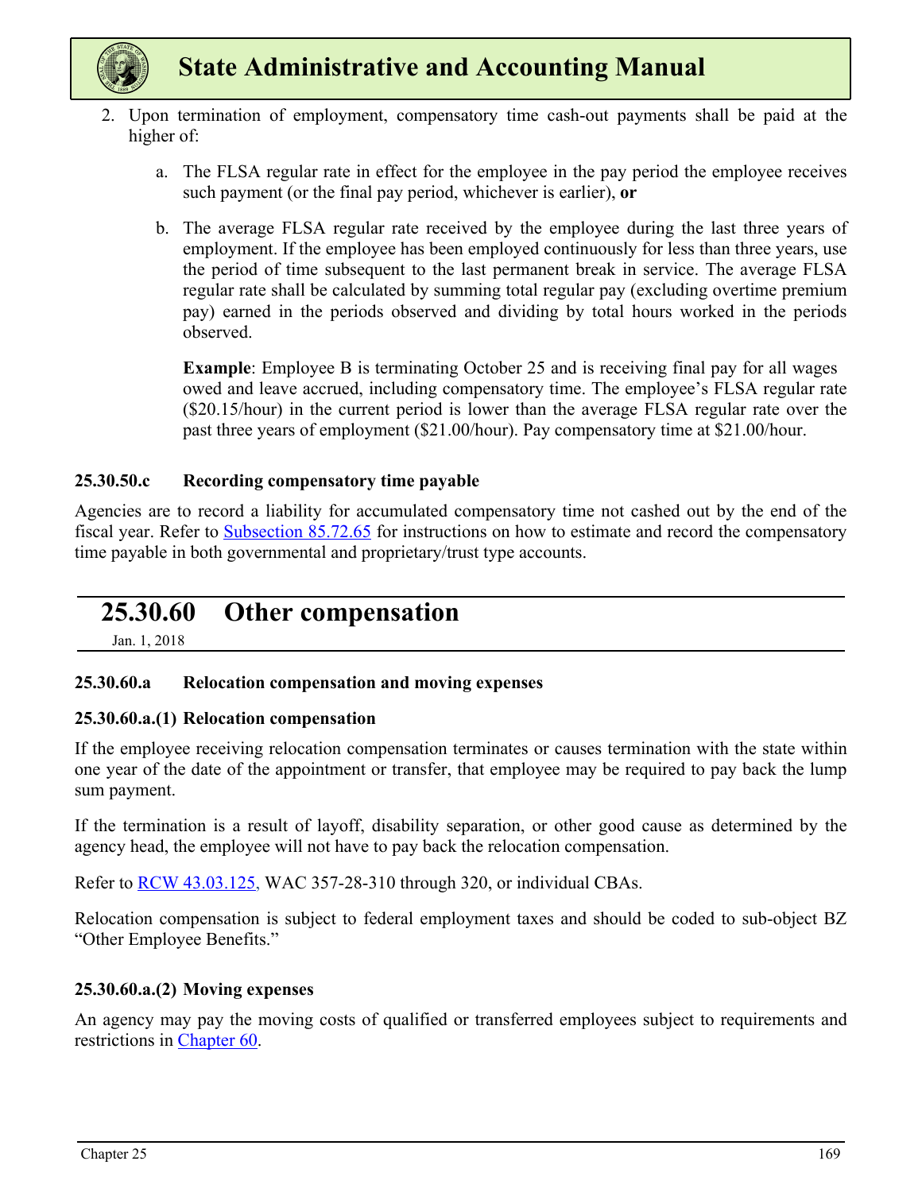2. Upon termination of employment, compensatory time cash-out payments shall be paid at the higher of:

   a. The FLSA regular rate in effect for the employee in the pay period the employee receives such payment (or the final pay period, whichever is earlier), **or**

   b. The average FLSA regular rate received by the employee during the last three years of employment. If the employee has been employed continuously for less than three years, use the period of time subsequent to the last permanent break in service. The average FLSA regular rate shall be calculated by summing total regular pay (excluding overtime premium pay) earned in the periods observed and dividing by total hours worked in the periods observed.

      **Example**: Employee B is terminating October 25 and is receiving final pay for all wages owed and leave accrued, including compensatory time. The employee's FLSA regular rate ($20.15/hour) in the current period is lower than the average FLSA regular rate over the past three years of employment ($21.00/hour). Pay compensatory time at $21.00/hour.

#### 25.30.50.c Recording compensatory time payable

Agencies are to record a liability for accumulated compensatory time not cashed out by the end of the fiscal year. Refer to Subsection 85.72.65 for instructions on how to estimate and record the compensatory time payable in both governmental and proprietary/trust type accounts.

## 25.30.60 Other compensation

Jan. 1, 2018

#### 25.30.60.a Relocation compensation and moving expenses

#### 25.30.60.a.(1) Relocation compensation

If the employee receiving relocation compensation terminates or causes termination with the state within one year of the date of the appointment or transfer, that employee may be required to pay back the lump sum payment.

If the termination is a result of layoff, disability separation, or other good cause as determined by the agency head, the employee will not have to pay back the relocation compensation.

Refer to RCW 43.03.125, WAC 357-28-310 through 320, or individual CBAs.

Relocation compensation is subject to federal employment taxes and should be coded to sub-object BZ "Other Employee Benefits."

#### 25.30.60.a.(2) Moving expenses

An agency may pay the moving costs of qualified or transferred employees subject to requirements and restrictions in Chapter 60.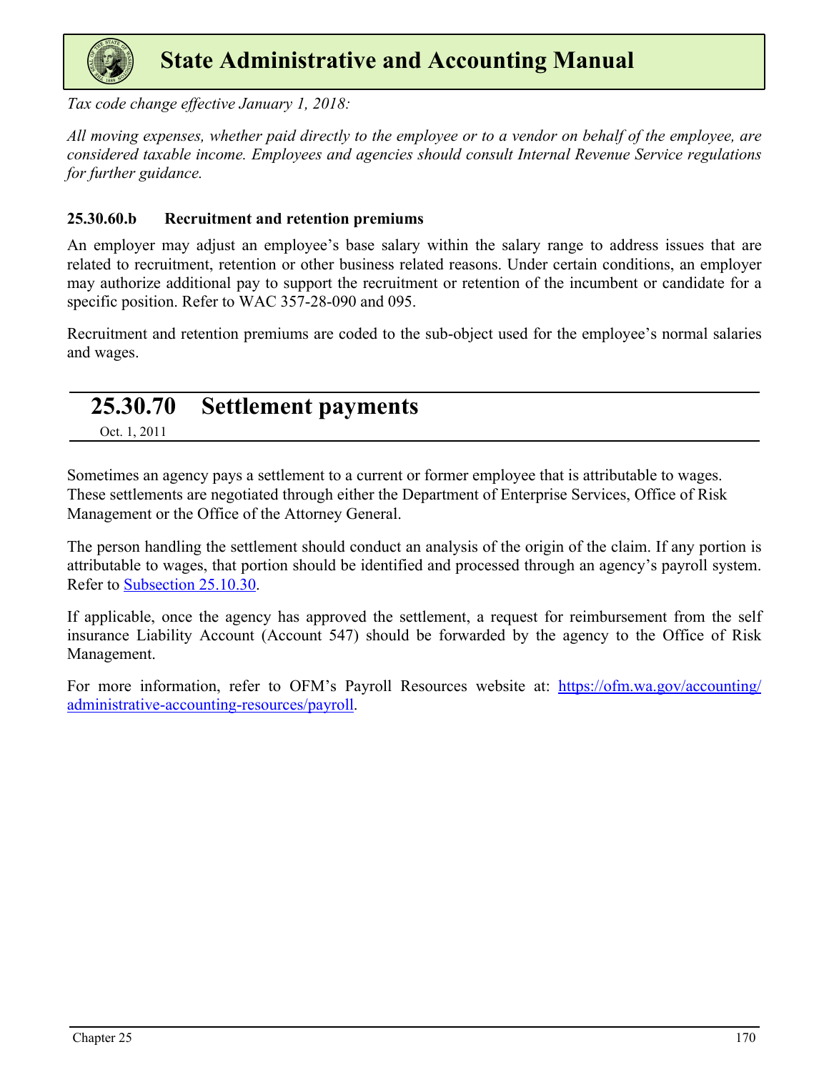*Tax code change effective January 1, 2018:*

*All moving expenses, whether paid directly to the employee or to a vendor on behalf of the employee, are considered taxable income. Employees and agencies should consult Internal Revenue Service regulations for further guidance.*

### 25.30.60.b Recruitment and retention premiums

An employer may adjust an employee's base salary within the salary range to address issues that are related to recruitment, retention or other business related reasons. Under certain conditions, an employer may authorize additional pay to support the recruitment or retention of the incumbent or candidate for a specific position. Refer to WAC 357-28-090 and 095.

Recruitment and retention premiums are coded to the sub-object used for the employee's normal salaries and wages.

## 25.30.70 Settlement payments

Oct. 1, 2011

Sometimes an agency pays a settlement to a current or former employee that is attributable to wages. These settlements are negotiated through either the Department of Enterprise Services, Office of Risk Management or the Office of the Attorney General.

The person handling the settlement should conduct an analysis of the origin of the claim. If any portion is attributable to wages, that portion should be identified and processed through an agency's payroll system. Refer to [Subsection 25.10.30](#).

If applicable, once the agency has approved the settlement, a request for reimbursement from the self insurance Liability Account (Account 547) should be forwarded by the agency to the Office of Risk Management.

For more information, refer to OFM's Payroll Resources website at: [https://ofm.wa.gov/accounting/administrative-accounting-resources/payroll](https://ofm.wa.gov/accounting/administrative-accounting-resources/payroll).